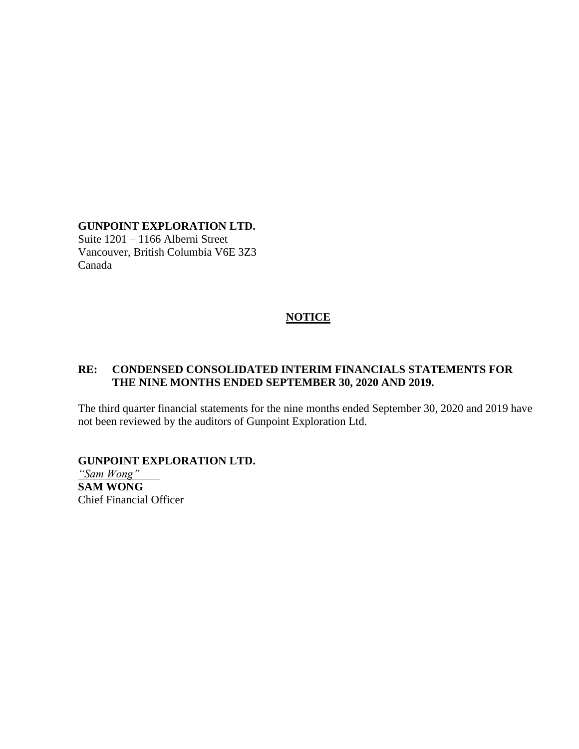**GUNPOINT EXPLORATION LTD.**
Suite 1201 – 1166 Alberni Street
Vancouver, British Columbia V6E 3Z3
Canada

# NOTICE

**RE: CONDENSED CONSOLIDATED INTERIM FINANCIALS STATEMENTS FOR THE NINE MONTHS ENDED SEPTEMBER 30, 2020 AND 2019.**

The third quarter financial statements for the nine months ended September 30, 2020 and 2019 have not been reviewed by the auditors of Gunpoint Exploration Ltd.

**GUNPOINT EXPLORATION LTD.**
*"Sam Wong"*
**SAM WONG**
Chief Financial Officer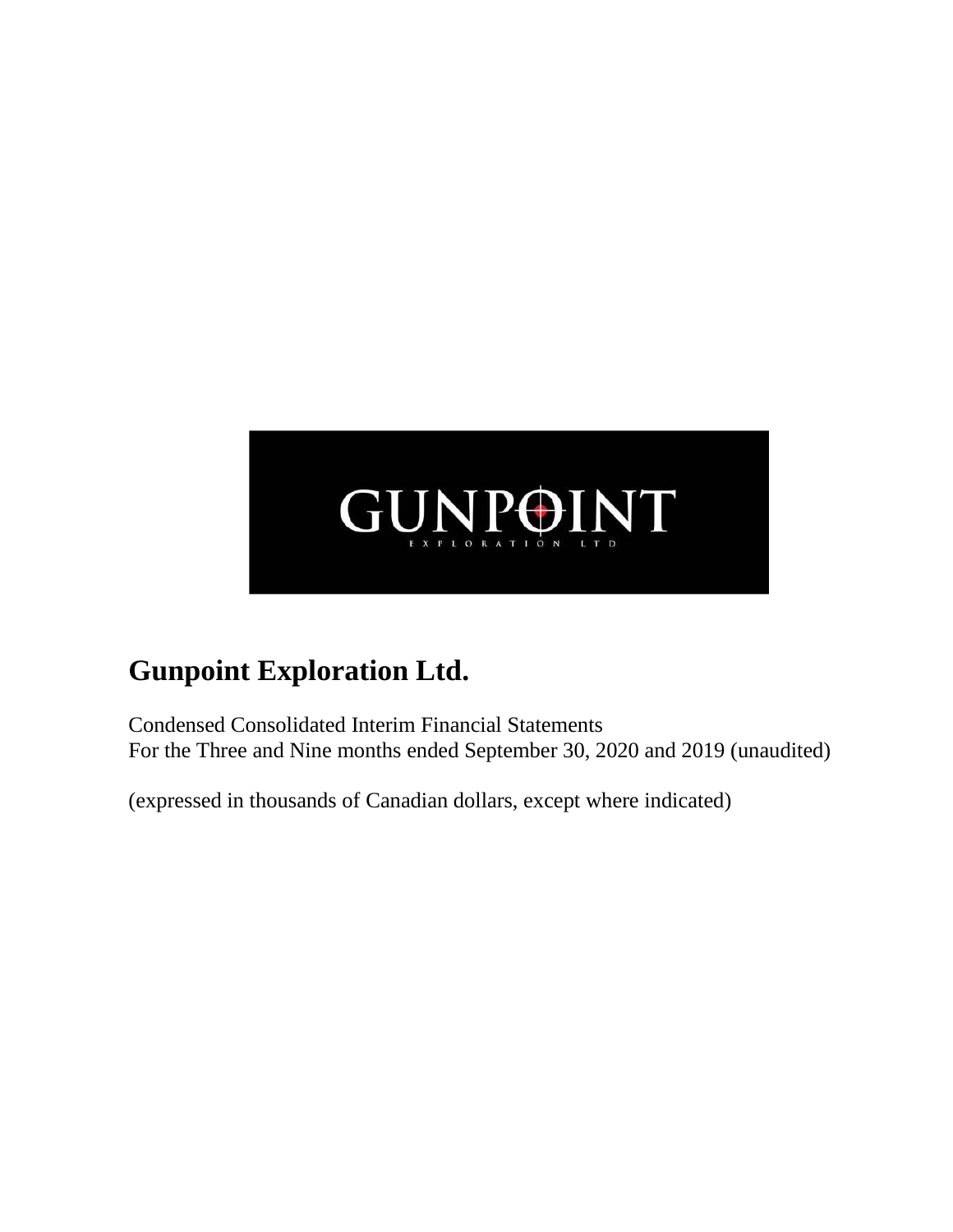GUNPOINT

EXPLORATION LTD

# Gunpoint Exploration Ltd.

Condensed Consolidated Interim Financial Statements
For the Three and Nine months ended September 30, 2020 and 2019 (unaudited)

(expressed in thousands of Canadian dollars, except where indicated)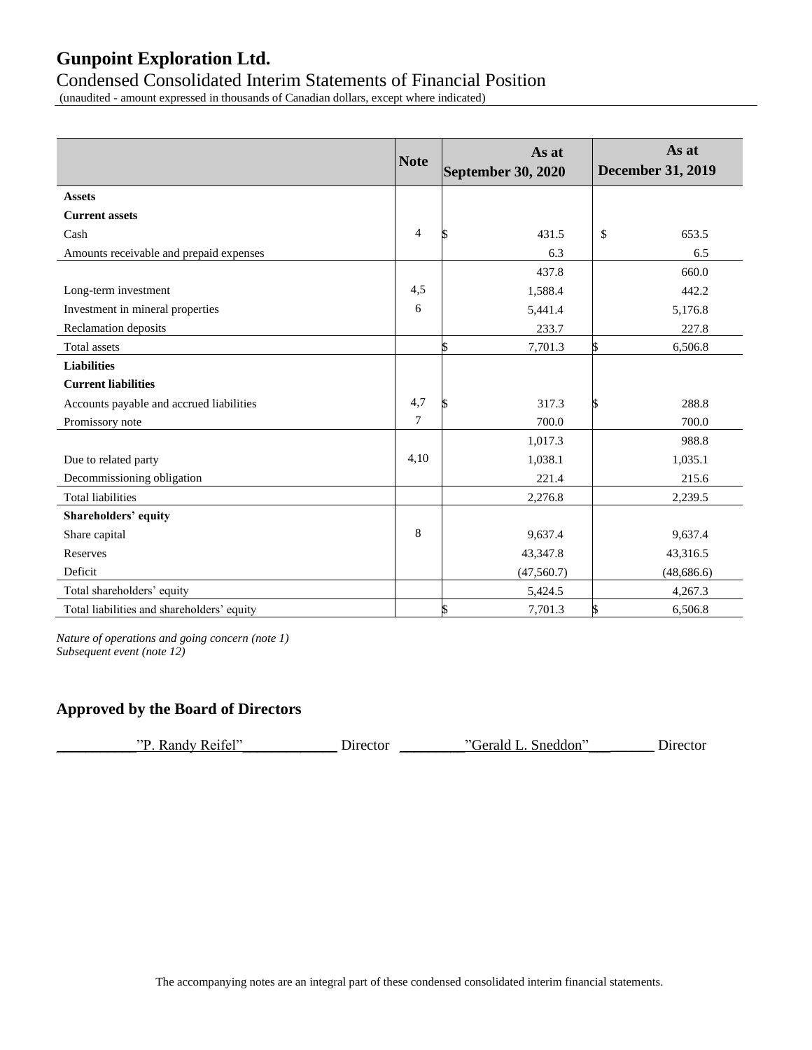# Gunpoint Exploration Ltd.

## Condensed Consolidated Interim Statements of Financial Position

(unaudited - amount expressed in thousands of Canadian dollars, except where indicated)

| | Note | As at September 30, 2020 | As at December 31, 2019 |
|---|---|---|---|
| **Assets** | | | |
| **Current assets** | | | |
| Cash | 4 | $ 431.5 | $ 653.5 |
| Amounts receivable and prepaid expenses | | 6.3 | 6.5 |
| | | 437.8 | 660.0 |
| Long-term investment | 4,5 | 1,588.4 | 442.2 |
| Investment in mineral properties | 6 | 5,441.4 | 5,176.8 |
| Reclamation deposits | | 233.7 | 227.8 |
| Total assets | | $ 7,701.3 | $ 6,506.8 |
| **Liabilities** | | | |
| **Current liabilities** | | | |
| Accounts payable and accrued liabilities | 4,7 | $ 317.3 | $ 288.8 |
| Promissory note | 7 | 700.0 | 700.0 |
| | | 1,017.3 | 988.8 |
| Due to related party | 4,10 | 1,038.1 | 1,035.1 |
| Decommissioning obligation | | 221.4 | 215.6 |
| Total liabilities | | 2,276.8 | 2,239.5 |
| **Shareholders' equity** | | | |
| Share capital | 8 | 9,637.4 | 9,637.4 |
| Reserves | | 43,347.8 | 43,316.5 |
| Deficit | | (47,560.7) | (48,686.6) |
| Total shareholders' equity | | 5,424.5 | 4,267.3 |
| Total liabilities and shareholders' equity | | $ 7,701.3 | $ 6,506.8 |

*Nature of operations and going concern (note 1)*
*Subsequent event (note 12)*

## Approved by the Board of Directors

"P. Randy Reifel" Director "Gerald L. Sneddon" Director

The accompanying notes are an integral part of these condensed consolidated interim financial statements.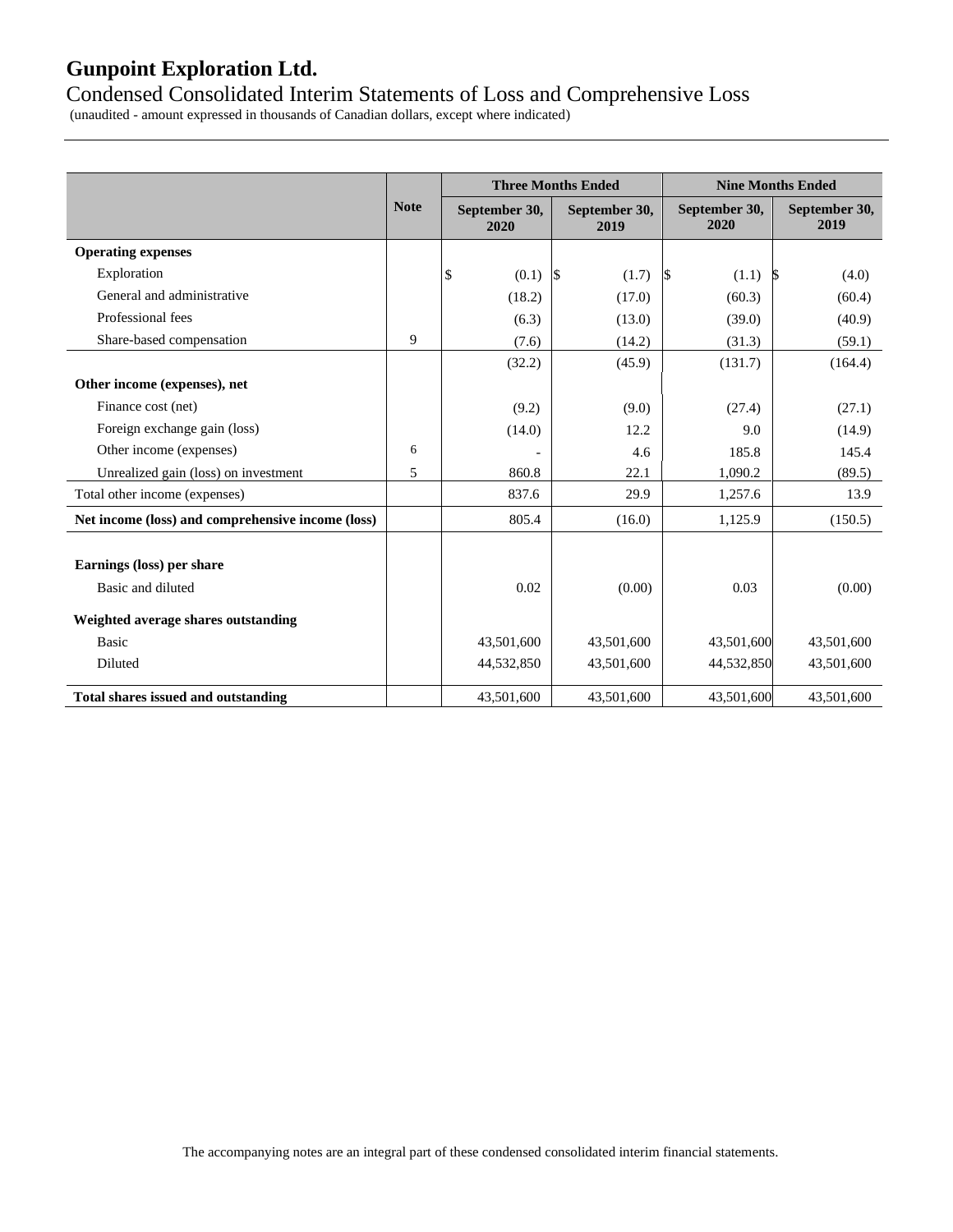# Gunpoint Exploration Ltd.

## Condensed Consolidated Interim Statements of Loss and Comprehensive Loss

(unaudited - amount expressed in thousands of Canadian dollars, except where indicated)

| | Note | Three Months Ended | | Nine Months Ended | |
|---|---|---|---|---|---|
| | | September 30, 2020 | September 30, 2019 | September 30, 2020 | September 30, 2019 |
| **Operating expenses** | | | | | |
| Exploration | | $ (0.1) | $ (1.7) | $ (1.1) | $ (4.0) |
| General and administrative | | (18.2) | (17.0) | (60.3) | (60.4) |
| Professional fees | | (6.3) | (13.0) | (39.0) | (40.9) |
| Share-based compensation | 9 | (7.6) | (14.2) | (31.3) | (59.1) |
| | | (32.2) | (45.9) | (131.7) | (164.4) |
| **Other income (expenses), net** | | | | | |
| Finance cost (net) | | (9.2) | (9.0) | (27.4) | (27.1) |
| Foreign exchange gain (loss) | | (14.0) | 12.2 | 9.0 | (14.9) |
| Other income (expenses) | 6 | - | 4.6 | 185.8 | 145.4 |
| Unrealized gain (loss) on investment | 5 | 860.8 | 22.1 | 1,090.2 | (89.5) |
| Total other income (expenses) | | 837.6 | 29.9 | 1,257.6 | 13.9 |
| **Net income (loss) and comprehensive income (loss)** | | 805.4 | (16.0) | 1,125.9 | (150.5) |
| | | | | | |
| **Earnings (loss) per share** | | | | | |
| Basic and diluted | | 0.02 | (0.00) | 0.03 | (0.00) |
| **Weighted average shares outstanding** | | | | | |
| Basic | | 43,501,600 | 43,501,600 | 43,501,600 | 43,501,600 |
| Diluted | | 44,532,850 | 43,501,600 | 44,532,850 | 43,501,600 |
| **Total shares issued and outstanding** | | 43,501,600 | 43,501,600 | 43,501,600 | 43,501,600 |

The accompanying notes are an integral part of these condensed consolidated interim financial statements.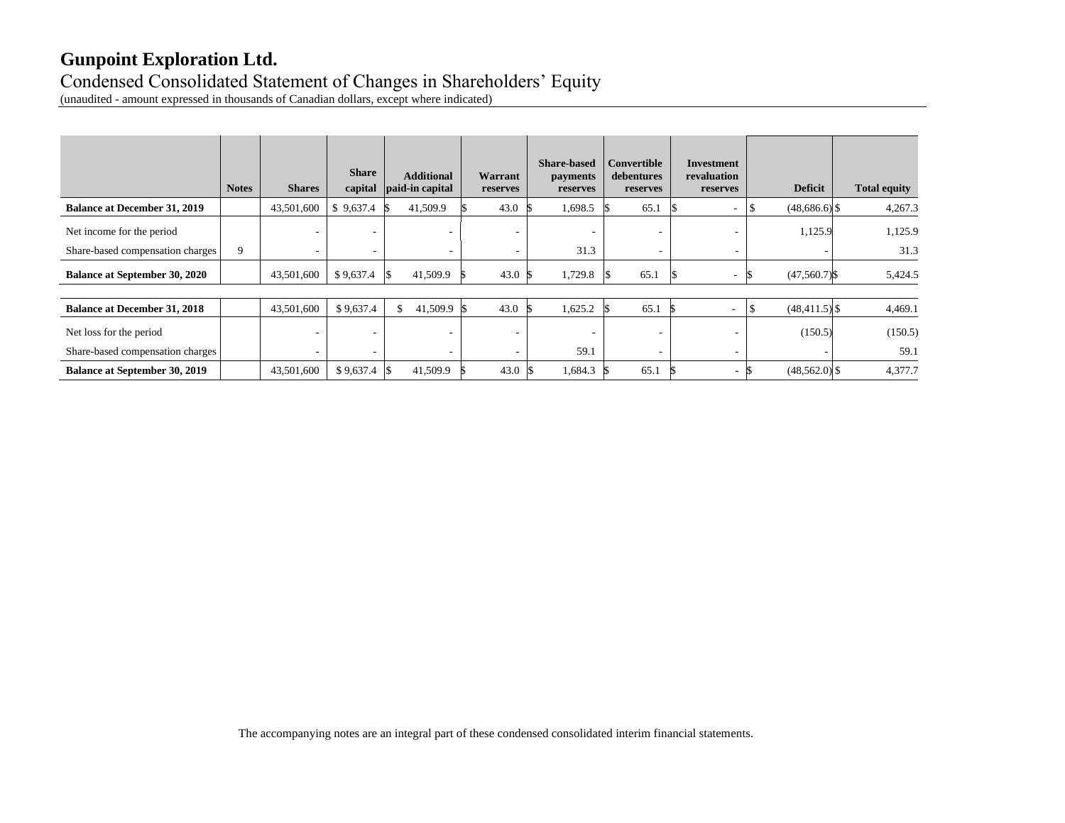# Gunpoint Exploration Ltd.

Condensed Consolidated Statement of Changes in Shareholders' Equity

(unaudited - amount expressed in thousands of Canadian dollars, except where indicated)

| | Notes | Shares | Share capital | Additional paid-in capital | Warrant reserves | Share-based payments reserves | Convertible debentures reserves | Investment revaluation reserves | Deficit | Total equity |
|---|---|---|---|---|---|---|---|---|---|---|
| **Balance at December 31, 2019** | | 43,501,600 | $ 9,637.4 | $ 41,509.9 | $ 43.0 | $ 1,698.5 | $ 65.1 | $ - | $ (48,686.6) | $ 4,267.3 |
| Net income for the period | | - | - | - | - | - | - | - | 1,125.9 | 1,125.9 |
| Share-based compensation charges | 9 | - | - | - | - | 31.3 | - | - | - | 31.3 |
| **Balance at September 30, 2020** | | 43,501,600 | $ 9,637.4 | $ 41,509.9 | $ 43.0 | $ 1,729.8 | $ 65.1 | $ - | $ (47,560.7) | $ 5,424.5 |
| | | | | | | | | | | |
| **Balance at December 31, 2018** | | 43,501,600 | $ 9,637.4 | $ 41,509.9 | $ 43.0 | $ 1,625.2 | $ 65.1 | $ - | $ (48,411.5) | $ 4,469.1 |
| Net loss for the period | | - | - | - | - | - | - | - | (150.5) | (150.5) |
| Share-based compensation charges | | - | - | - | - | 59.1 | - | - | - | 59.1 |
| **Balance at September 30, 2019** | | 43,501,600 | $ 9,637.4 | $ 41,509.9 | $ 43.0 | $ 1,684.3 | $ 65.1 | $ - | $ (48,562.0) | $ 4,377.7 |

The accompanying notes are an integral part of these condensed consolidated interim financial statements.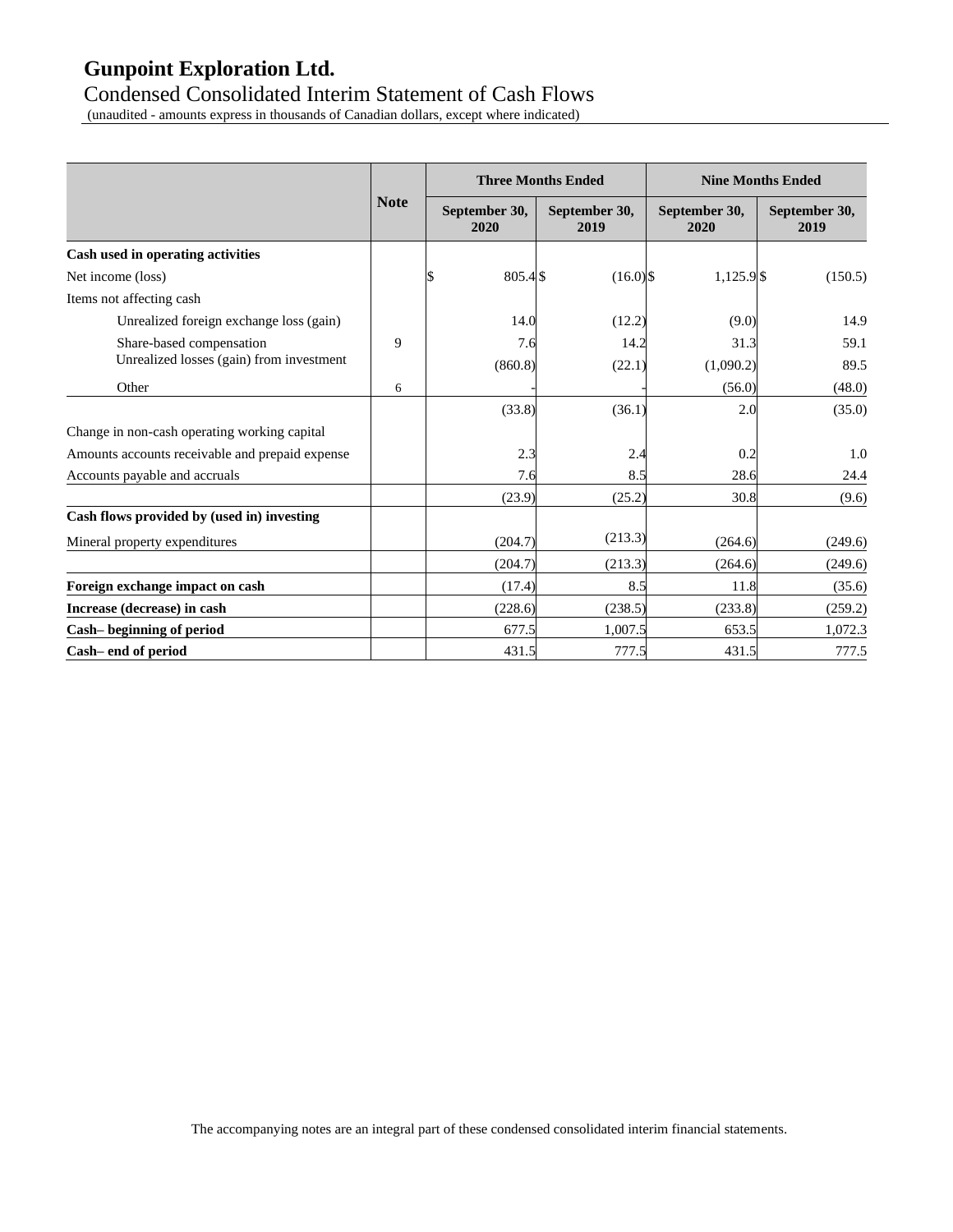# Gunpoint Exploration Ltd.

## Condensed Consolidated Interim Statement of Cash Flows

(unaudited - amounts express in thousands of Canadian dollars, except where indicated)

| | Note | Three Months Ended | | Nine Months Ended | |
|---|---|---|---|---|---|
| | | September 30, 2020 | September 30, 2019 | September 30, 2020 | September 30, 2019 |
| **Cash used in operating activities** | | | | | |
| Net income (loss) | | $ 805.4 | $ (16.0) | $ 1,125.9 | $ (150.5) |
| Items not affecting cash | | | | | |
| Unrealized foreign exchange loss (gain) | | 14.0 | (12.2) | (9.0) | 14.9 |
| Share-based compensation | 9 | 7.6 | 14.2 | 31.3 | 59.1 |
| Unrealized losses (gain) from investment | | (860.8) | (22.1) | (1,090.2) | 89.5 |
| Other | 6 | - | - | (56.0) | (48.0) |
| | | (33.8) | (36.1) | 2.0 | (35.0) |
| Change in non-cash operating working capital | | | | | |
| Amounts accounts receivable and prepaid expense | | 2.3 | 2.4 | 0.2 | 1.0 |
| Accounts payable and accruals | | 7.6 | 8.5 | 28.6 | 24.4 |
| | | (23.9) | (25.2) | 30.8 | (9.6) |
| **Cash flows provided by (used in) investing** | | | | | |
| Mineral property expenditures | | (204.7) | (213.3) | (264.6) | (249.6) |
| | | (204.7) | (213.3) | (264.6) | (249.6) |
| **Foreign exchange impact on cash** | | (17.4) | 8.5 | 11.8 | (35.6) |
| **Increase (decrease) in cash** | | (228.6) | (238.5) | (233.8) | (259.2) |
| **Cash– beginning of period** | | 677.5 | 1,007.5 | 653.5 | 1,072.3 |
| **Cash– end of period** | | 431.5 | 777.5 | 431.5 | 777.5 |

The accompanying notes are an integral part of these condensed consolidated interim financial statements.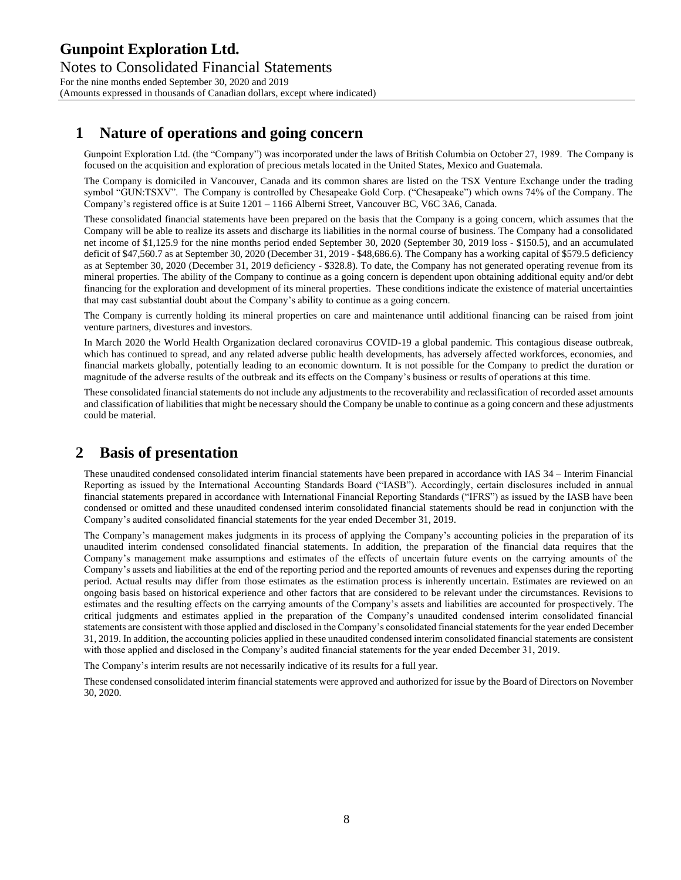# Gunpoint Exploration Ltd.

Notes to Consolidated Financial Statements

For the nine months ended September 30, 2020 and 2019

(Amounts expressed in thousands of Canadian dollars, except where indicated)

## 1 Nature of operations and going concern

Gunpoint Exploration Ltd. (the "Company") was incorporated under the laws of British Columbia on October 27, 1989. The Company is focused on the acquisition and exploration of precious metals located in the United States, Mexico and Guatemala.

The Company is domiciled in Vancouver, Canada and its common shares are listed on the TSX Venture Exchange under the trading symbol "GUN:TSXV". The Company is controlled by Chesapeake Gold Corp. ("Chesapeake") which owns 74% of the Company. The Company's registered office is at Suite 1201 – 1166 Alberni Street, Vancouver BC, V6C 3A6, Canada.

These consolidated financial statements have been prepared on the basis that the Company is a going concern, which assumes that the Company will be able to realize its assets and discharge its liabilities in the normal course of business. The Company had a consolidated net income of $1,125.9 for the nine months period ended September 30, 2020 (September 30, 2019 loss - $150.5), and an accumulated deficit of $47,560.7 as at September 30, 2020 (December 31, 2019 - $48,686.6). The Company has a working capital of $579.5 deficiency as at September 30, 2020 (December 31, 2019 deficiency - $328.8). To date, the Company has not generated operating revenue from its mineral properties. The ability of the Company to continue as a going concern is dependent upon obtaining additional equity and/or debt financing for the exploration and development of its mineral properties. These conditions indicate the existence of material uncertainties that may cast substantial doubt about the Company's ability to continue as a going concern.

The Company is currently holding its mineral properties on care and maintenance until additional financing can be raised from joint venture partners, divestures and investors.

In March 2020 the World Health Organization declared coronavirus COVID-19 a global pandemic. This contagious disease outbreak, which has continued to spread, and any related adverse public health developments, has adversely affected workforces, economies, and financial markets globally, potentially leading to an economic downturn. It is not possible for the Company to predict the duration or magnitude of the adverse results of the outbreak and its effects on the Company's business or results of operations at this time.

These consolidated financial statements do not include any adjustments to the recoverability and reclassification of recorded asset amounts and classification of liabilities that might be necessary should the Company be unable to continue as a going concern and these adjustments could be material.

## 2 Basis of presentation

These unaudited condensed consolidated interim financial statements have been prepared in accordance with IAS 34 – Interim Financial Reporting as issued by the International Accounting Standards Board ("IASB"). Accordingly, certain disclosures included in annual financial statements prepared in accordance with International Financial Reporting Standards ("IFRS") as issued by the IASB have been condensed or omitted and these unaudited condensed interim consolidated financial statements should be read in conjunction with the Company's audited consolidated financial statements for the year ended December 31, 2019.

The Company's management makes judgments in its process of applying the Company's accounting policies in the preparation of its unaudited interim condensed consolidated financial statements. In addition, the preparation of the financial data requires that the Company's management make assumptions and estimates of the effects of uncertain future events on the carrying amounts of the Company's assets and liabilities at the end of the reporting period and the reported amounts of revenues and expenses during the reporting period. Actual results may differ from those estimates as the estimation process is inherently uncertain. Estimates are reviewed on an ongoing basis based on historical experience and other factors that are considered to be relevant under the circumstances. Revisions to estimates and the resulting effects on the carrying amounts of the Company's assets and liabilities are accounted for prospectively. The critical judgments and estimates applied in the preparation of the Company's unaudited condensed interim consolidated financial statements are consistent with those applied and disclosed in the Company's consolidated financial statements for the year ended December 31, 2019. In addition, the accounting policies applied in these unaudited condensed interim consolidated financial statements are consistent with those applied and disclosed in the Company's audited financial statements for the year ended December 31, 2019.

The Company's interim results are not necessarily indicative of its results for a full year.

These condensed consolidated interim financial statements were approved and authorized for issue by the Board of Directors on November 30, 2020.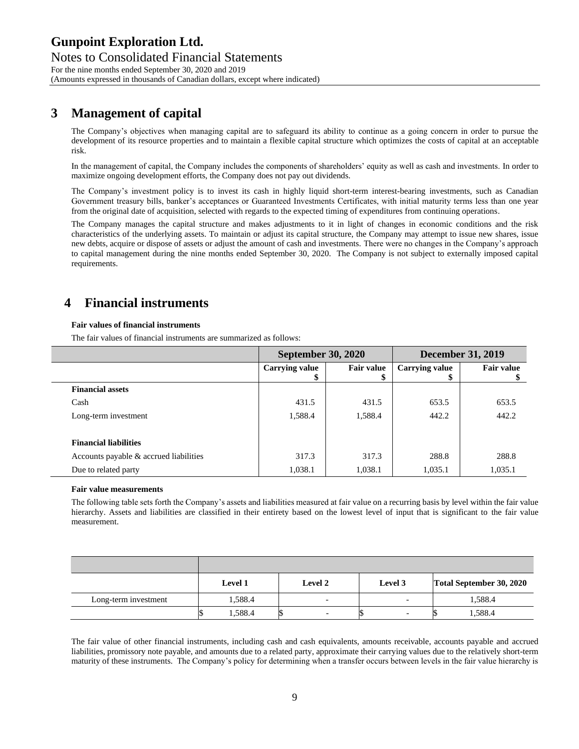## 3 Management of capital

The Company's objectives when managing capital are to safeguard its ability to continue as a going concern in order to pursue the development of its resource properties and to maintain a flexible capital structure which optimizes the costs of capital at an acceptable risk.

In the management of capital, the Company includes the components of shareholders' equity as well as cash and investments. In order to maximize ongoing development efforts, the Company does not pay out dividends.

The Company's investment policy is to invest its cash in highly liquid short-term interest-bearing investments, such as Canadian Government treasury bills, banker's acceptances or Guaranteed Investments Certificates, with initial maturity terms less than one year from the original date of acquisition, selected with regards to the expected timing of expenditures from continuing operations.

The Company manages the capital structure and makes adjustments to it in light of changes in economic conditions and the risk characteristics of the underlying assets. To maintain or adjust its capital structure, the Company may attempt to issue new shares, issue new debts, acquire or dispose of assets or adjust the amount of cash and investments. There were no changes in the Company's approach to capital management during the nine months ended September 30, 2020. The Company is not subject to externally imposed capital requirements.

## 4 Financial instruments

**Fair values of financial instruments**

The fair values of financial instruments are summarized as follows:

| | September 30, 2020 | | December 31, 2019 | |
|---|---|---|---|---|
| | Carrying value $ | Fair value $ | Carrying value $ | Fair value $ |
| **Financial assets** | | | | |
| Cash | 431.5 | 431.5 | 653.5 | 653.5 |
| Long-term investment | 1,588.4 | 1,588.4 | 442.2 | 442.2 |
| **Financial liabilities** | | | | |
| Accounts payable & accrued liabilities | 317.3 | 317.3 | 288.8 | 288.8 |
| Due to related party | 1,038.1 | 1,038.1 | 1,035.1 | 1,035.1 |

**Fair value measurements**

The following table sets forth the Company's assets and liabilities measured at fair value on a recurring basis by level within the fair value hierarchy. Assets and liabilities are classified in their entirety based on the lowest level of input that is significant to the fair value measurement.

| | Level 1 | Level 2 | Level 3 | Total September 30, 2020 |
|---|---|---|---|---|
| Long-term investment | 1,588.4 | - | - | 1,588.4 |
| | $ 1,588.4 | $ - | $ - | $ 1,588.4 |

The fair value of other financial instruments, including cash and cash equivalents, amounts receivable, accounts payable and accrued liabilities, promissory note payable, and amounts due to a related party, approximate their carrying values due to the relatively short-term maturity of these instruments. The Company's policy for determining when a transfer occurs between levels in the fair value hierarchy is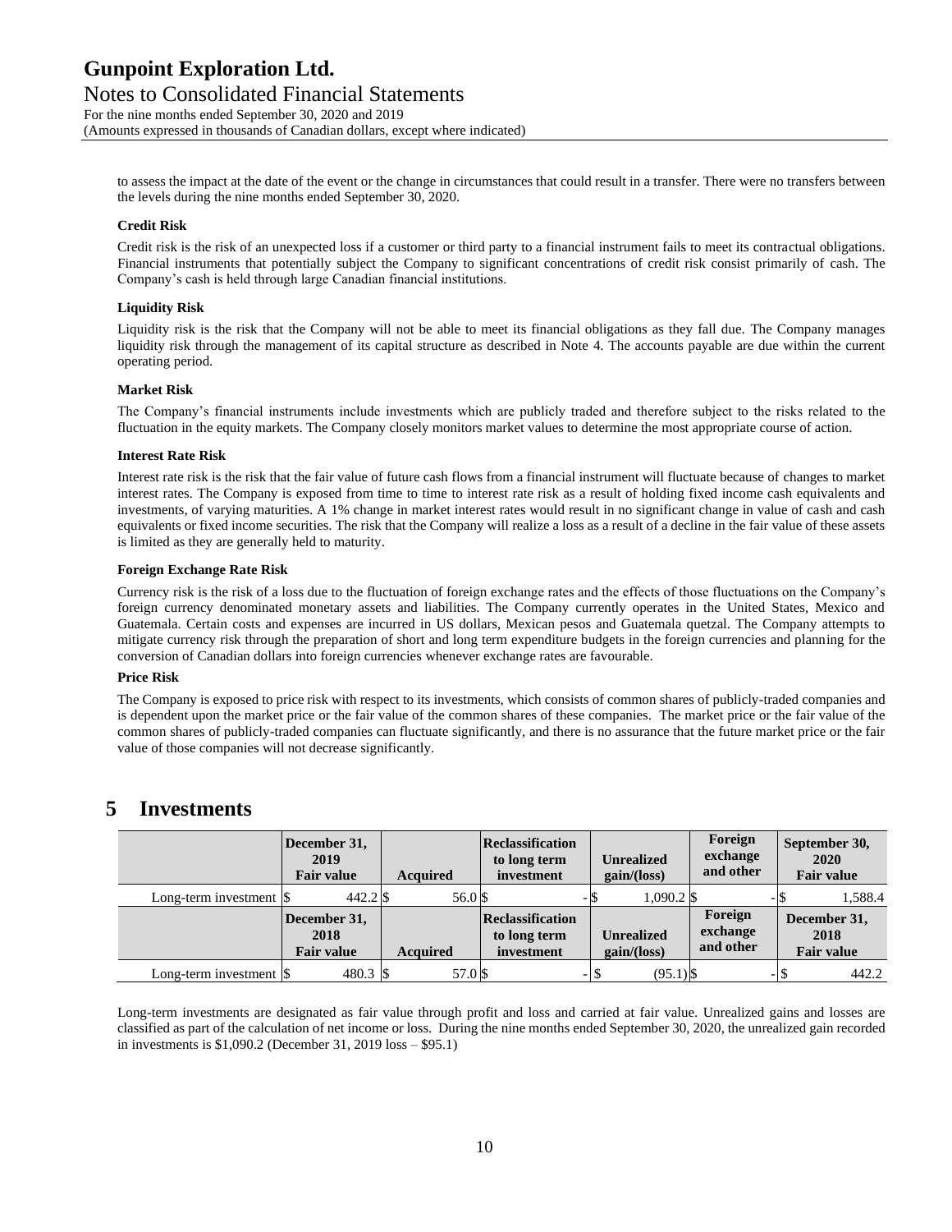to assess the impact at the date of the event or the change in circumstances that could result in a transfer. There were no transfers between the levels during the nine months ended September 30, 2020.

**Credit Risk**

Credit risk is the risk of an unexpected loss if a customer or third party to a financial instrument fails to meet its contractual obligations. Financial instruments that potentially subject the Company to significant concentrations of credit risk consist primarily of cash. The Company's cash is held through large Canadian financial institutions.

**Liquidity Risk**

Liquidity risk is the risk that the Company will not be able to meet its financial obligations as they fall due. The Company manages liquidity risk through the management of its capital structure as described in Note 4. The accounts payable are due within the current operating period.

**Market Risk**

The Company's financial instruments include investments which are publicly traded and therefore subject to the risks related to the fluctuation in the equity markets. The Company closely monitors market values to determine the most appropriate course of action.

**Interest Rate Risk**

Interest rate risk is the risk that the fair value of future cash flows from a financial instrument will fluctuate because of changes to market interest rates. The Company is exposed from time to time to interest rate risk as a result of holding fixed income cash equivalents and investments, of varying maturities. A 1% change in market interest rates would result in no significant change in value of cash and cash equivalents or fixed income securities. The risk that the Company will realize a loss as a result of a decline in the fair value of these assets is limited as they are generally held to maturity.

**Foreign Exchange Rate Risk**

Currency risk is the risk of a loss due to the fluctuation of foreign exchange rates and the effects of those fluctuations on the Company's foreign currency denominated monetary assets and liabilities. The Company currently operates in the United States, Mexico and Guatemala. Certain costs and expenses are incurred in US dollars, Mexican pesos and Guatemala quetzal. The Company attempts to mitigate currency risk through the preparation of short and long term expenditure budgets in the foreign currencies and planning for the conversion of Canadian dollars into foreign currencies whenever exchange rates are favourable.

**Price Risk**

The Company is exposed to price risk with respect to its investments, which consists of common shares of publicly-traded companies and is dependent upon the market price or the fair value of the common shares of these companies. The market price or the fair value of the common shares of publicly-traded companies can fluctuate significantly, and there is no assurance that the future market price or the fair value of those companies will not decrease significantly.

# 5 Investments

| | December 31, 2019 Fair value | Acquired | Reclassification to long term investment | Unrealized gain/(loss) | Foreign exchange and other | September 30, 2020 Fair value |
|---|---|---|---|---|---|---|
| Long-term investment | $ 442.2 | $ 56.0 | $ - | $ 1,090.2 | $ - | $ 1,588.4 |
| | **December 31, 2018 Fair value** | **Acquired** | **Reclassification to long term investment** | **Unrealized gain/(loss)** | **Foreign exchange and other** | **December 31, 2018 Fair value** |
| Long-term investment | $ 480.3 | $ 57.0 | $ - | $ (95.1) | $ - | $ 442.2 |

Long-term investments are designated as fair value through profit and loss and carried at fair value. Unrealized gains and losses are classified as part of the calculation of net income or loss. During the nine months ended September 30, 2020, the unrealized gain recorded in investments is $1,090.2 (December 31, 2019 loss – $95.1)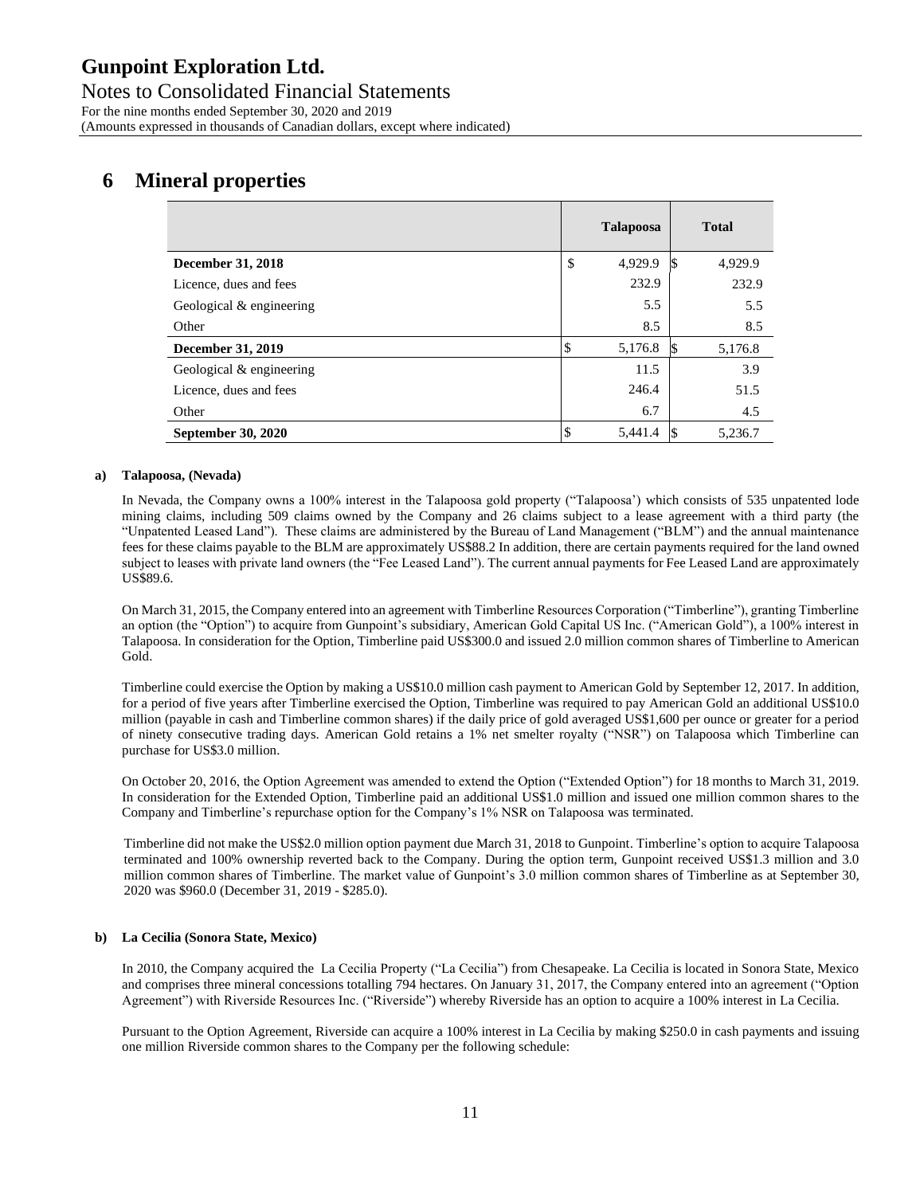## 6 Mineral properties

| | Talapoosa | Total |
|---|---|---|
| **December 31, 2018** | $ 4,929.9 | $ 4,929.9 |
| Licence, dues and fees | 232.9 | 232.9 |
| Geological & engineering | 5.5 | 5.5 |
| Other | 8.5 | 8.5 |
| **December 31, 2019** | $ 5,176.8 | $ 5,176.8 |
| Geological & engineering | 11.5 | 3.9 |
| Licence, dues and fees | 246.4 | 51.5 |
| Other | 6.7 | 4.5 |
| **September 30, 2020** | $ 5,441.4 | $ 5,236.7 |

**a) Talapoosa, (Nevada)**

In Nevada, the Company owns a 100% interest in the Talapoosa gold property ("Talapoosa') which consists of 535 unpatented lode mining claims, including 509 claims owned by the Company and 26 claims subject to a lease agreement with a third party (the "Unpatented Leased Land"). These claims are administered by the Bureau of Land Management ("BLM") and the annual maintenance fees for these claims payable to the BLM are approximately US$88.2 In addition, there are certain payments required for the land owned subject to leases with private land owners (the "Fee Leased Land"). The current annual payments for Fee Leased Land are approximately US$89.6.

On March 31, 2015, the Company entered into an agreement with Timberline Resources Corporation ("Timberline"), granting Timberline an option (the "Option") to acquire from Gunpoint's subsidiary, American Gold Capital US Inc. ("American Gold"), a 100% interest in Talapoosa. In consideration for the Option, Timberline paid US$300.0 and issued 2.0 million common shares of Timberline to American Gold.

Timberline could exercise the Option by making a US$10.0 million cash payment to American Gold by September 12, 2017. In addition, for a period of five years after Timberline exercised the Option, Timberline was required to pay American Gold an additional US$10.0 million (payable in cash and Timberline common shares) if the daily price of gold averaged US$1,600 per ounce or greater for a period of ninety consecutive trading days. American Gold retains a 1% net smelter royalty ("NSR") on Talapoosa which Timberline can purchase for US$3.0 million.

On October 20, 2016, the Option Agreement was amended to extend the Option ("Extended Option") for 18 months to March 31, 2019. In consideration for the Extended Option, Timberline paid an additional US$1.0 million and issued one million common shares to the Company and Timberline's repurchase option for the Company's 1% NSR on Talapoosa was terminated.

Timberline did not make the US$2.0 million option payment due March 31, 2018 to Gunpoint. Timberline's option to acquire Talapoosa terminated and 100% ownership reverted back to the Company. During the option term, Gunpoint received US$1.3 million and 3.0 million common shares of Timberline. The market value of Gunpoint's 3.0 million common shares of Timberline as at September 30, 2020 was $960.0 (December 31, 2019 - $285.0).

**b) La Cecilia (Sonora State, Mexico)**

In 2010, the Company acquired the La Cecilia Property ("La Cecilia") from Chesapeake. La Cecilia is located in Sonora State, Mexico and comprises three mineral concessions totalling 794 hectares. On January 31, 2017, the Company entered into an agreement ("Option Agreement") with Riverside Resources Inc. ("Riverside") whereby Riverside has an option to acquire a 100% interest in La Cecilia.

Pursuant to the Option Agreement, Riverside can acquire a 100% interest in La Cecilia by making $250.0 in cash payments and issuing one million Riverside common shares to the Company per the following schedule: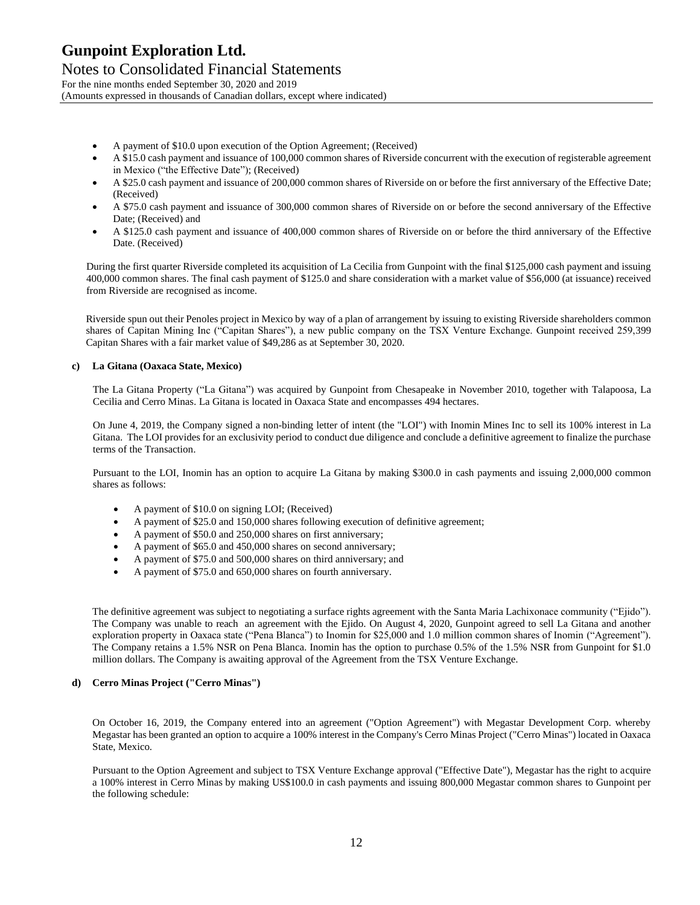- A payment of $10.0 upon execution of the Option Agreement; (Received)
- A $15.0 cash payment and issuance of 100,000 common shares of Riverside concurrent with the execution of registerable agreement in Mexico ("the Effective Date"); (Received)
- A $25.0 cash payment and issuance of 200,000 common shares of Riverside on or before the first anniversary of the Effective Date; (Received)
- A $75.0 cash payment and issuance of 300,000 common shares of Riverside on or before the second anniversary of the Effective Date; (Received) and
- A $125.0 cash payment and issuance of 400,000 common shares of Riverside on or before the third anniversary of the Effective Date. (Received)

During the first quarter Riverside completed its acquisition of La Cecilia from Gunpoint with the final $125,000 cash payment and issuing 400,000 common shares. The final cash payment of $125.0 and share consideration with a market value of $56,000 (at issuance) received from Riverside are recognised as income.

Riverside spun out their Penoles project in Mexico by way of a plan of arrangement by issuing to existing Riverside shareholders common shares of Capitan Mining Inc ("Capitan Shares"), a new public company on the TSX Venture Exchange. Gunpoint received 259,399 Capitan Shares with a fair market value of $49,286 as at September 30, 2020.

**c) La Gitana (Oaxaca State, Mexico)**

The La Gitana Property ("La Gitana") was acquired by Gunpoint from Chesapeake in November 2010, together with Talapoosa, La Cecilia and Cerro Minas. La Gitana is located in Oaxaca State and encompasses 494 hectares.

On June 4, 2019, the Company signed a non-binding letter of intent (the "LOI") with Inomin Mines Inc to sell its 100% interest in La Gitana. The LOI provides for an exclusivity period to conduct due diligence and conclude a definitive agreement to finalize the purchase terms of the Transaction.

Pursuant to the LOI, Inomin has an option to acquire La Gitana by making $300.0 in cash payments and issuing 2,000,000 common shares as follows:

- A payment of $10.0 on signing LOI; (Received)
- A payment of $25.0 and 150,000 shares following execution of definitive agreement;
- A payment of $50.0 and 250,000 shares on first anniversary;
- A payment of $65.0 and 450,000 shares on second anniversary;
- A payment of $75.0 and 500,000 shares on third anniversary; and
- A payment of $75.0 and 650,000 shares on fourth anniversary.

The definitive agreement was subject to negotiating a surface rights agreement with the Santa Maria Lachixonace community ("Ejido"). The Company was unable to reach an agreement with the Ejido. On August 4, 2020, Gunpoint agreed to sell La Gitana and another exploration property in Oaxaca state ("Pena Blanca") to Inomin for $25,000 and 1.0 million common shares of Inomin ("Agreement"). The Company retains a 1.5% NSR on Pena Blanca. Inomin has the option to purchase 0.5% of the 1.5% NSR from Gunpoint for $1.0 million dollars. The Company is awaiting approval of the Agreement from the TSX Venture Exchange.

**d) Cerro Minas Project ("Cerro Minas")**

On October 16, 2019, the Company entered into an agreement ("Option Agreement") with Megastar Development Corp. whereby Megastar has been granted an option to acquire a 100% interest in the Company's Cerro Minas Project ("Cerro Minas") located in Oaxaca State, Mexico.

Pursuant to the Option Agreement and subject to TSX Venture Exchange approval ("Effective Date"), Megastar has the right to acquire a 100% interest in Cerro Minas by making US$100.0 in cash payments and issuing 800,000 Megastar common shares to Gunpoint per the following schedule: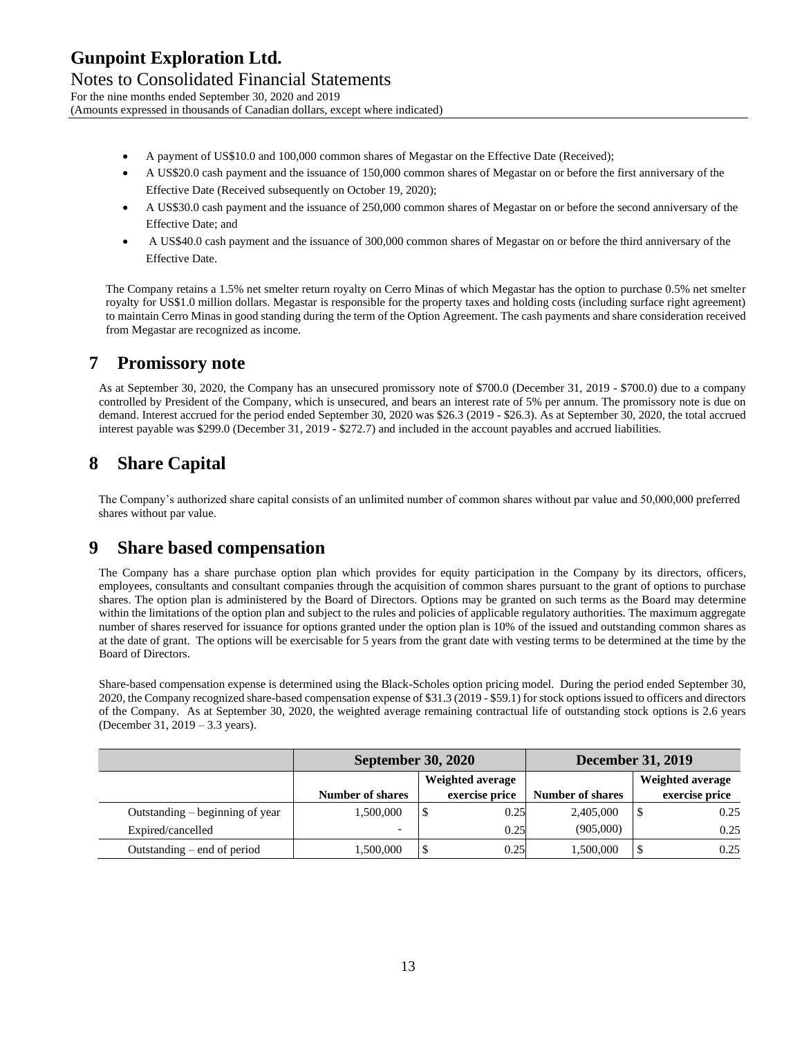- A payment of US$10.0 and 100,000 common shares of Megastar on the Effective Date (Received);
- A US$20.0 cash payment and the issuance of 150,000 common shares of Megastar on or before the first anniversary of the Effective Date (Received subsequently on October 19, 2020);
- A US$30.0 cash payment and the issuance of 250,000 common shares of Megastar on or before the second anniversary of the Effective Date; and
- A US$40.0 cash payment and the issuance of 300,000 common shares of Megastar on or before the third anniversary of the Effective Date.

The Company retains a 1.5% net smelter return royalty on Cerro Minas of which Megastar has the option to purchase 0.5% net smelter royalty for US$1.0 million dollars. Megastar is responsible for the property taxes and holding costs (including surface right agreement) to maintain Cerro Minas in good standing during the term of the Option Agreement. The cash payments and share consideration received from Megastar are recognized as income.

# 7 Promissory note

As at September 30, 2020, the Company has an unsecured promissory note of $700.0 (December 31, 2019 - $700.0) due to a company controlled by President of the Company, which is unsecured, and bears an interest rate of 5% per annum. The promissory note is due on demand. Interest accrued for the period ended September 30, 2020 was $26.3 (2019 - $26.3). As at September 30, 2020, the total accrued interest payable was $299.0 (December 31, 2019 - $272.7) and included in the account payables and accrued liabilities.

# 8 Share Capital

The Company's authorized share capital consists of an unlimited number of common shares without par value and 50,000,000 preferred shares without par value.

# 9 Share based compensation

The Company has a share purchase option plan which provides for equity participation in the Company by its directors, officers, employees, consultants and consultant companies through the acquisition of common shares pursuant to the grant of options to purchase shares. The option plan is administered by the Board of Directors. Options may be granted on such terms as the Board may determine within the limitations of the option plan and subject to the rules and policies of applicable regulatory authorities. The maximum aggregate number of shares reserved for issuance for options granted under the option plan is 10% of the issued and outstanding common shares as at the date of grant. The options will be exercisable for 5 years from the grant date with vesting terms to be determined at the time by the Board of Directors.

Share-based compensation expense is determined using the Black-Scholes option pricing model. During the period ended September 30, 2020, the Company recognized share-based compensation expense of $31.3 (2019 - $59.1) for stock options issued to officers and directors of the Company. As at September 30, 2020, the weighted average remaining contractual life of outstanding stock options is 2.6 years (December 31, 2019 – 3.3 years).

| | September 30, 2020 | | December 31, 2019 | |
|---|---|---|---|---|
| | Number of shares | Weighted average exercise price | Number of shares | Weighted average exercise price |
| Outstanding – beginning of year | 1,500,000 | $ 0.25 | 2,405,000 | $ 0.25 |
| Expired/cancelled | - | 0.25 | (905,000) | 0.25 |
| Outstanding – end of period | 1,500,000 | $ 0.25 | 1,500,000 | $ 0.25 |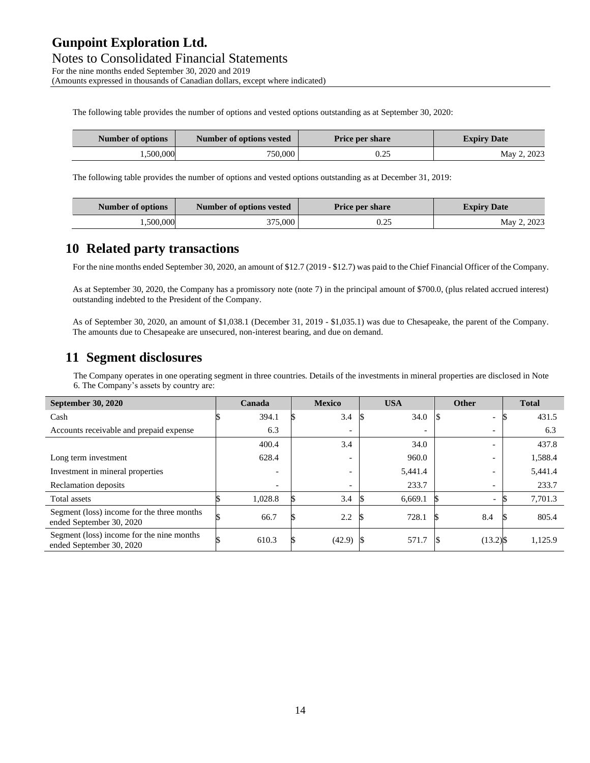The following table provides the number of options and vested options outstanding as at September 30, 2020:

| Number of options | Number of options vested | Price per share | Expiry Date |
|---|---|---|---|
| 1,500,000 | 750,000 | 0.25 | May 2, 2023 |

The following table provides the number of options and vested options outstanding as at December 31, 2019:

| Number of options | Number of options vested | Price per share | Expiry Date |
|---|---|---|---|
| 1,500,000 | 375,000 | 0.25 | May 2, 2023 |

## 10 Related party transactions

For the nine months ended September 30, 2020, an amount of $12.7 (2019 - $12.7) was paid to the Chief Financial Officer of the Company.

As at September 30, 2020, the Company has a promissory note (note 7) in the principal amount of $700.0, (plus related accrued interest) outstanding indebted to the President of the Company.

As of September 30, 2020, an amount of $1,038.1 (December 31, 2019 - $1,035.1) was due to Chesapeake, the parent of the Company. The amounts due to Chesapeake are unsecured, non-interest bearing, and due on demand.

## 11 Segment disclosures

The Company operates in one operating segment in three countries. Details of the investments in mineral properties are disclosed in Note 6. The Company's assets by country are:

| September 30, 2020 | Canada | Mexico | USA | Other | Total |
|---|---|---|---|---|---|
| Cash | $ 394.1 | $ 3.4 | $ 34.0 | $ - | $ 431.5 |
| Accounts receivable and prepaid expense | 6.3 | - | - | - | 6.3 |
| | 400.4 | 3.4 | 34.0 | - | 437.8 |
| Long term investment | 628.4 | - | 960.0 | - | 1,588.4 |
| Investment in mineral properties | - | - | 5,441.4 | - | 5,441.4 |
| Reclamation deposits | - | - | 233.7 | - | 233.7 |
| Total assets | $ 1,028.8 | $ 3.4 | $ 6,669.1 | $ - | $ 7,701.3 |
| Segment (loss) income for the three months ended September 30, 2020 | $ 66.7 | $ 2.2 | $ 728.1 | $ 8.4 | $ 805.4 |
| Segment (loss) income for the nine months ended September 30, 2020 | $ 610.3 | $ (42.9) | $ 571.7 | $ (13.2) | $ 1,125.9 |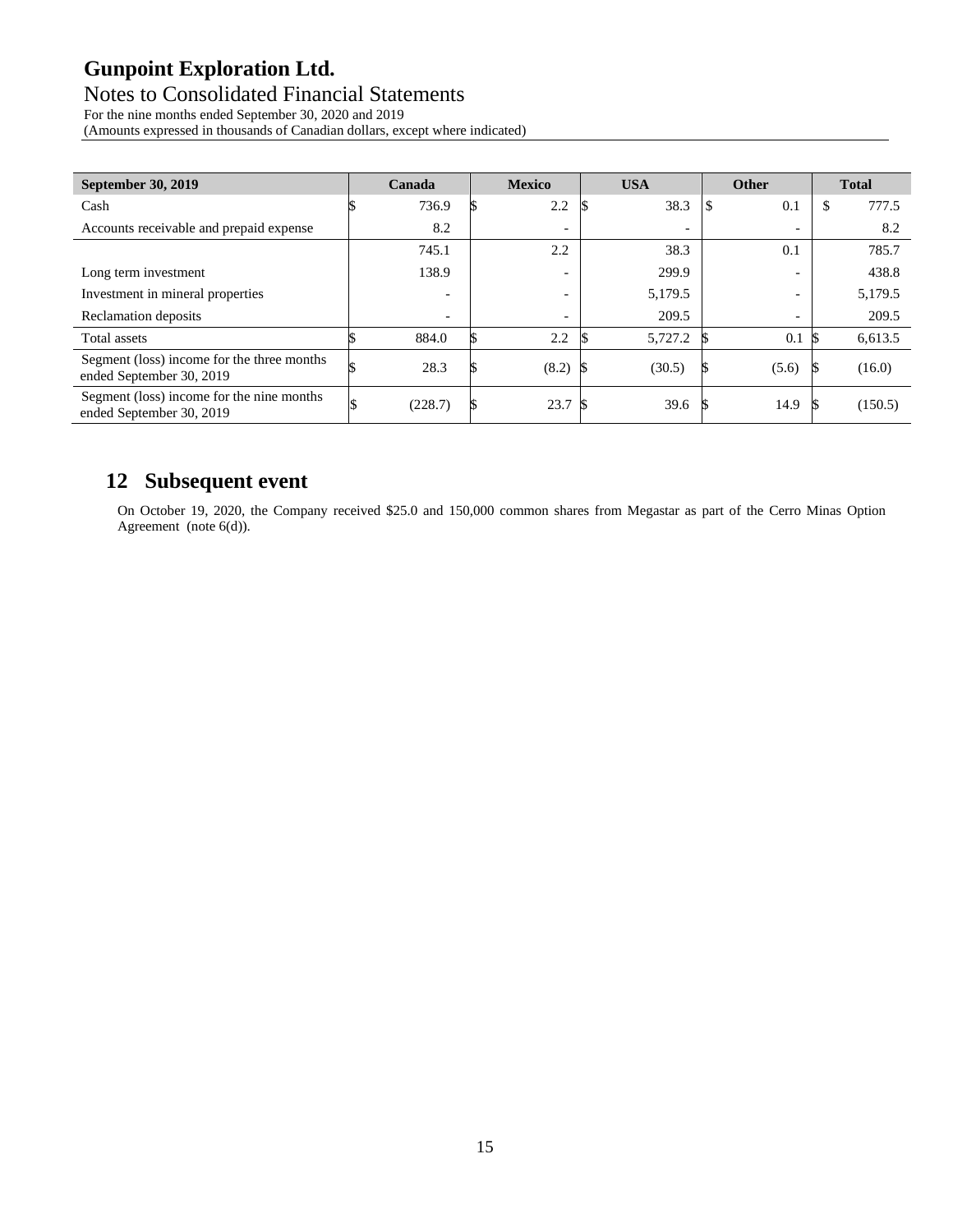| September 30, 2019 | Canada | Mexico | USA | Other | Total |
|---|---|---|---|---|---|
| Cash | $ 736.9 | $ 2.2 | $ 38.3 | $ 0.1 | $ 777.5 |
| Accounts receivable and prepaid expense | 8.2 | - | - | - | 8.2 |
| | 745.1 | 2.2 | 38.3 | 0.1 | 785.7 |
| Long term investment | 138.9 | - | 299.9 | - | 438.8 |
| Investment in mineral properties | - | - | 5,179.5 | - | 5,179.5 |
| Reclamation deposits | - | - | 209.5 | - | 209.5 |
| Total assets | $ 884.0 | $ 2.2 | $ 5,727.2 | $ 0.1 | $ 6,613.5 |
| Segment (loss) income for the three months ended September 30, 2019 | $ 28.3 | $ (8.2) | $ (30.5) | $ (5.6) | $ (16.0) |
| Segment (loss) income for the nine months ended September 30, 2019 | $ (228.7) | $ 23.7 | $ 39.6 | $ 14.9 | $ (150.5) |

## 12 Subsequent event

On October 19, 2020, the Company received $25.0 and 150,000 common shares from Megastar as part of the Cerro Minas Option Agreement (note 6(d)).